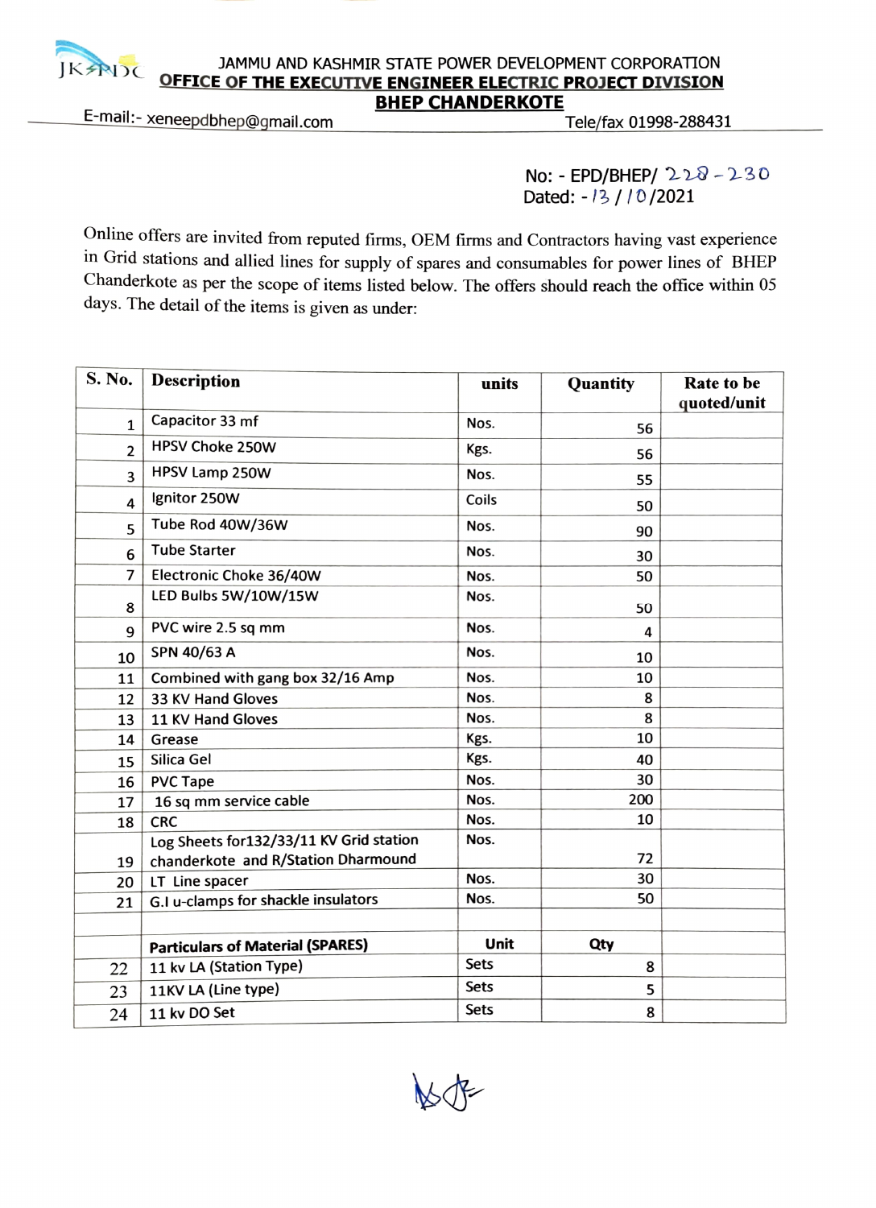JAMMU AND KASHMIR STATE POWER DEVELOPMENT CORPORATION

**OFFICE OF THE EXECUTIVE ENGINEER ELECTRIC PROJECT DIVISION**

**BHEP CHANDERKOTE**

E-mail:- xeneepdbhep@gmail.com  Tele/fax 01998-288431

No: - EPD/BHEP/ 228-230
Dated: - 13/10/2021

Online offers are invited from reputed firms, OEM firms and Contractors having vast experience in Grid stations and allied lines for supply of spares and consumables for power lines of BHEP Chanderkote as per the scope of items listed below. The offers should reach the office within 05 days. The detail of the items is given as under:

| S. No. | Description | units | Quantity | Rate to be quoted/unit |
|---|---|---|---|---|
| 1 | Capacitor 33 mf | Nos. | 56 | |
| 2 | HPSV Choke 250W | Kgs. | 56 | |
| 3 | HPSV Lamp 250W | Nos. | 55 | |
| 4 | Ignitor 250W | Coils | 50 | |
| 5 | Tube Rod 40W/36W | Nos. | 90 | |
| 6 | Tube Starter | Nos. | 30 | |
| 7 | Electronic Choke 36/40W | Nos. | 50 | |
| 8 | LED Bulbs 5W/10W/15W | Nos. | 50 | |
| 9 | PVC wire 2.5 sq mm | Nos. | 4 | |
| 10 | SPN 40/63 A | Nos. | 10 | |
| 11 | Combined with gang box 32/16 Amp | Nos. | 10 | |
| 12 | 33 KV Hand Gloves | Nos. | 8 | |
| 13 | 11 KV Hand Gloves | Nos. | 8 | |
| 14 | Grease | Kgs. | 10 | |
| 15 | Silica Gel | Kgs. | 40 | |
| 16 | PVC Tape | Nos. | 30 | |
| 17 | 16 sq mm service cable | Nos. | 200 | |
| 18 | CRC | Nos. | 10 | |
| 19 | Log Sheets for132/33/11 KV Grid station chanderkote and R/Station Dharmound | Nos. | 72 | |
| 20 | LT Line spacer | Nos. | 30 | |
| 21 | G.I u-clamps for shackle insulators | Nos. | 50 | |
| | | | | |
| | **Particulars of Material (SPARES)** | **Unit** | **Qty** | |
| 22 | 11 kv LA (Station Type) | Sets | 8 | |
| 23 | 11KV LA (Line type) | Sets | 5 | |
| 24 | 11 kv DO Set | Sets | 8 | |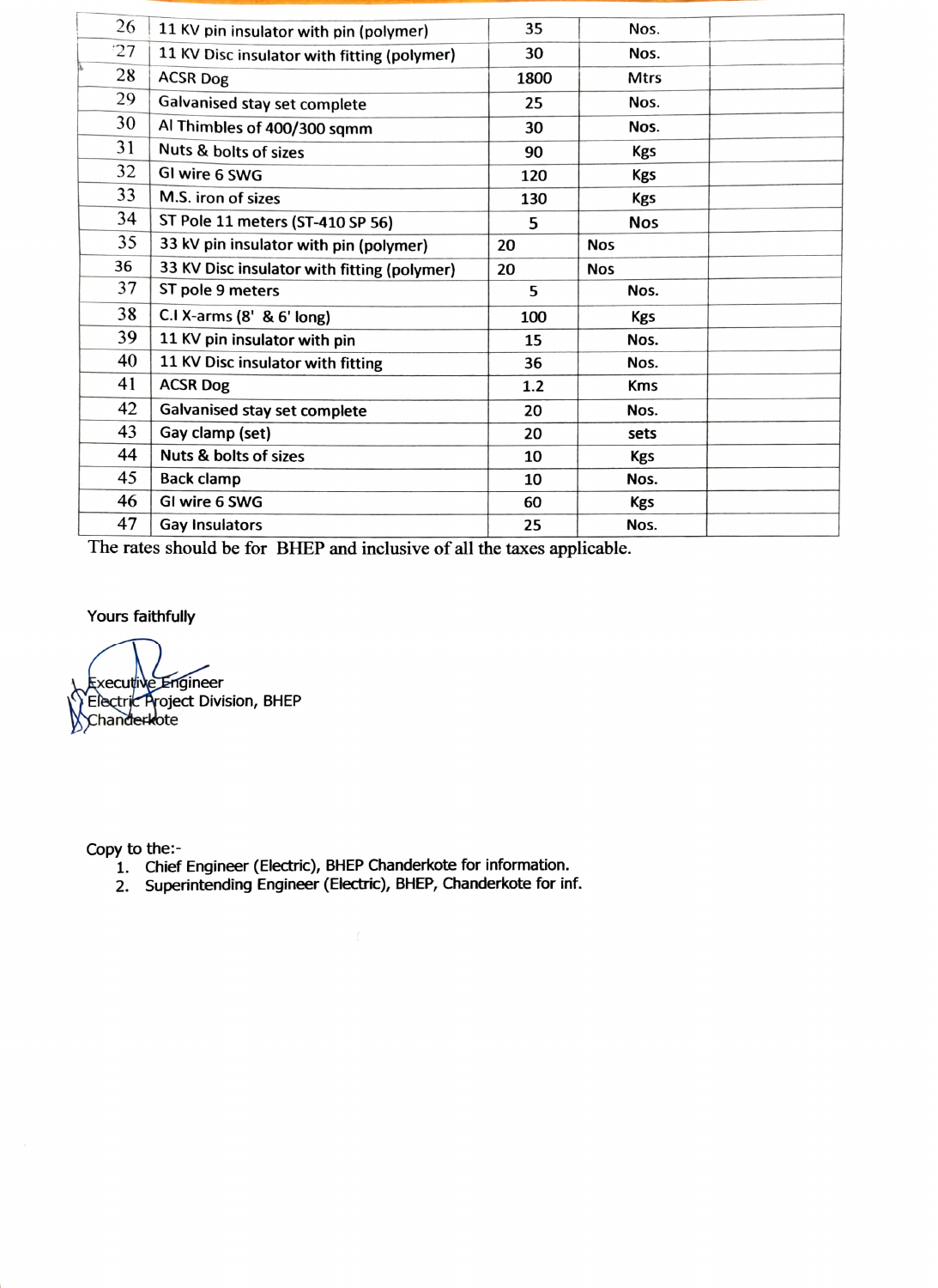| | | | | |
|---|---|---|---|---|
| 26 | 11 KV pin insulator with pin (polymer) | 35 | Nos. | |
| 27 | 11 KV Disc insulator with fitting (polymer) | 30 | Nos. | |
| 28 | ACSR Dog | 1800 | Mtrs | |
| 29 | Galvanised stay set complete | 25 | Nos. | |
| 30 | Al Thimbles of 400/300 sqmm | 30 | Nos. | |
| 31 | Nuts & bolts of sizes | 90 | Kgs | |
| 32 | GI wire 6 SWG | 120 | Kgs | |
| 33 | M.S. iron of sizes | 130 | Kgs | |
| 34 | ST Pole 11 meters (ST-410 SP 56) | 5 | Nos | |
| 35 | 33 kV pin insulator with pin (polymer) | 20 | Nos | |
| 36 | 33 KV Disc insulator with fitting (polymer) | 20 | Nos | |
| 37 | ST pole 9 meters | 5 | Nos. | |
| 38 | C.I X-arms (8' & 6' long) | 100 | Kgs | |
| 39 | 11 KV pin insulator with pin | 15 | Nos. | |
| 40 | 11 KV Disc insulator with fitting | 36 | Nos. | |
| 41 | ACSR Dog | 1.2 | Kms | |
| 42 | Galvanised stay set complete | 20 | Nos. | |
| 43 | Gay clamp (set) | 20 | sets | |
| 44 | Nuts & bolts of sizes | 10 | Kgs | |
| 45 | Back clamp | 10 | Nos. | |
| 46 | GI wire 6 SWG | 60 | Kgs | |
| 47 | Gay Insulators | 25 | Nos. | |

The rates should be for BHEP and inclusive of all the taxes applicable.

Yours faithfully

Executive Engineer
Electric Project Division, BHEP
Chanderkote

Copy to the:-

1. Chief Engineer (Electric), BHEP Chanderkote for information.
2. Superintending Engineer (Electric), BHEP, Chanderkote for inf.